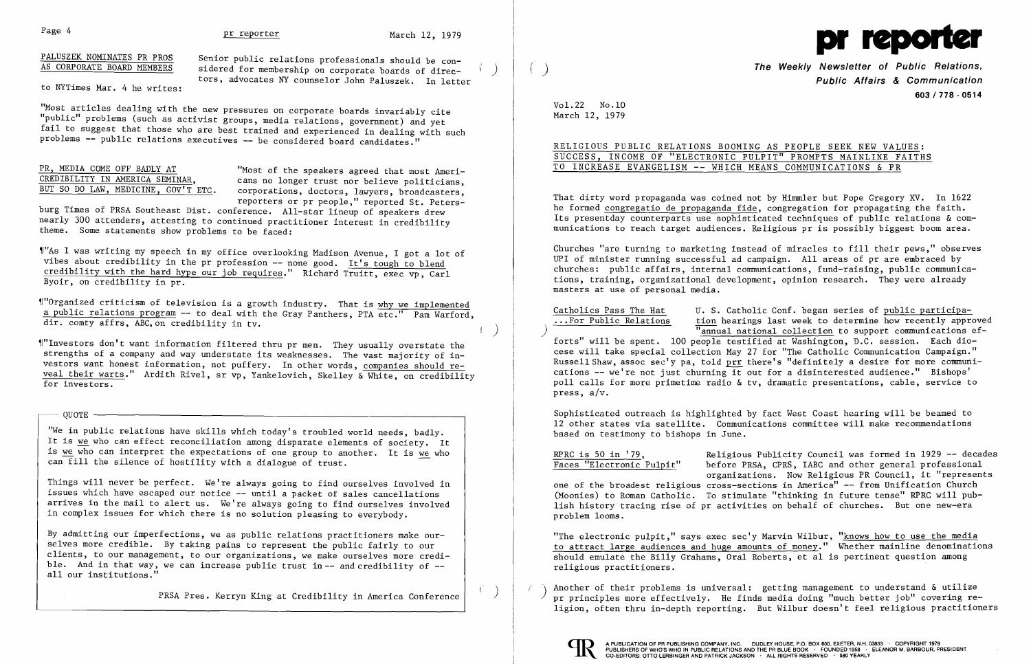PALUSZEK NOMINATES PR PROS AS CORPORATE BOARD MEMBERS

Senior public relations professionals should be considered for membership on corporate boards of directors, advocates NY counselor John Paluszek. In letter to NYTimes Mar. 4 he writes:

"Most articles dealing with the new pressures on corporate boards invariably cite "public" problems (such as activist groups, media relations, government) and yet fail to suggest that those who are best trained and experienced in dealing with such problems -- public relations executives -- be considered board candidates."

PR, MEDIA COME OFF BADLY AT CREDIBILITY IN AMERICA SEMINAR, BUT SO DO LAW, MEDICINE, GOV'T ETC.

"Most of the speakers agreed that most Americans no longer trust nor believe politicians, corporations, doctors, lawyers, broadcasters, reporters or pr people," reported St. Petersburg Times of PRSA Southeast Dist. conference. All-star lineup of speakers drew nearly 300 attenders, attesting to continued practitioner interest in credibility theme. Some statements show problems to be faced:

¶"As I was writing my speech in my office overlooking Madison Avenue, I got a lot of vibes about credibility in the pr profession -- none good. It's tough to blend credibility with the hard hype our job requires." Richard Truitt, exec vp, Carl Byoir, on credibility in pr.

¶"Organized criticism of television is a growth industry. That is why we implemented a public relations program -- to deal with the Gray Panthers, PTA etc." Pam Warford, dir. comty affrs, ABC, on credibility in tv.

¶"Investors don't want information filtered thru pr men. They usually overstate the strengths of a company and way understate its weaknesses. The vast majority of investors want honest information, not puffery. In other words, companies should reveal their warts." Ardith Rivel, sr vp, Yankelovich, Skelley & White, on credibility for investors.

QUOTE

"We in public relations have skills which today's troubled world needs, badly. It is we who can effect reconciliation among disparate elements of society. It is we who can interpret the expectations of one group to another. It is we who can fill the silence of hostility with a dialogue of trust.

Things will never be perfect. We're always going to find ourselves involved in issues which have escaped our notice -- until a packet of sales cancellations arrives in the mail to alert us. We're always going to find ourselves involved in complex issues for which there is no solution pleasing to everybody.

By admitting our imperfections, we as public relations practitioners make ourselves more credible. By taking pains to represent the public fairly to our clients, to our management, to our organizations, we make ourselves more credible. And in that way, we can increase public trust in -- and credibility of -- all our institutions."

PRSA Pres. Kerryn King at Credibility in America Conference

# pr reporter

**The Weekly Newsletter of Public Relations, Public Affairs & Communication**

603 / 778 - 0514

Vol.22 No.10
March 12, 1979

## RELIGIOUS PUBLIC RELATIONS BOOMING AS PEOPLE SEEK NEW VALUES: SUCCESS, INCOME OF "ELECTRONIC PULPIT" PROMPTS MAINLINE FAITHS TO INCREASE EVANGELISM -- WHICH MEANS COMMUNICATIONS & PR

That dirty word propaganda was coined not by Himmler but Pope Gregory XV. In 1622 he formed congregatio de propaganda fide, congregation for propagating the faith. Its presentday counterparts use sophisticated techniques of public relations & communications to reach target audiences. Religious pr is possibly biggest boom area.

Churches "are turning to marketing instead of miracles to fill their pews," observes UPI of minister running successful ad campaign. All areas of pr are embraced by churches: public affairs, internal communications, fund-raising, public communications, training, organizational development, opinion research. They were already masters at use of personal media.

Catholics Pass The Hat ...For Public Relations

U. S. Catholic Conf. began series of public participation hearings last week to determine how recently approved "annual national collection to support communications efforts" will be spent. 100 people testified at Washington, D.C. session. Each diocese will take special collection May 27 for "The Catholic Communication Campaign." Russell Shaw, assoc sec'y pa, told prr there's "definitely a desire for more communications -- we're not just churning it out for a disinterested audience." Bishops' poll calls for more primetime radio & tv, dramatic presentations, cable, service to press, a/v.

Sophisticated outreach is highlighted by fact West Coast hearing will be beamed to 12 other states via satellite. Communications committee will make recommendations based on testimony to bishops in June.

RPRC is 50 in '79, Faces "Electronic Pulpit"

Religious Publicity Council was formed in 1929 -- decades before PRSA, CPRS, IABC and other general professional organizations. Now Religious PR Council, it "represents one of the broadest religious cross-sections in America" -- from Unification Church (Moonies) to Roman Catholic. To stimulate "thinking in future tense" RPRC will publish history tracing rise of pr activities on behalf of churches. But one new-era problem looms.

"The electronic pulpit," says exec sec'y Marvin Wilbur, "knows how to use the media to attract large audiences and huge amounts of money." Whether mainline denominations should emulate the Billy Grahams, Oral Roberts, et al is pertinent question among religious practitioners.

Another of their problems is universal: getting management to understand & utilize pr principles more effectively. He finds media doing "much better job" covering religion, often thru in-depth reporting. But Wilbur doesn't feel religious practitioners

A PUBLICATION OF PR PUBLISHING COMPANY, INC. DUDLEY HOUSE, P.O. BOX 600, EXETER, N.H. 03833 · COPYRIGHT 1979 PUBLISHERS OF WHO'S WHO IN PUBLIC RELATIONS AND THE PR BLUE BOOK · FOUNDED 1958 · ELEANOR M. BARBOUR, PRESIDENT CO-EDITORS: OTTO LERBINGER AND PATRICK JACKSON · ALL RIGHTS RESERVED · $80 YEARLY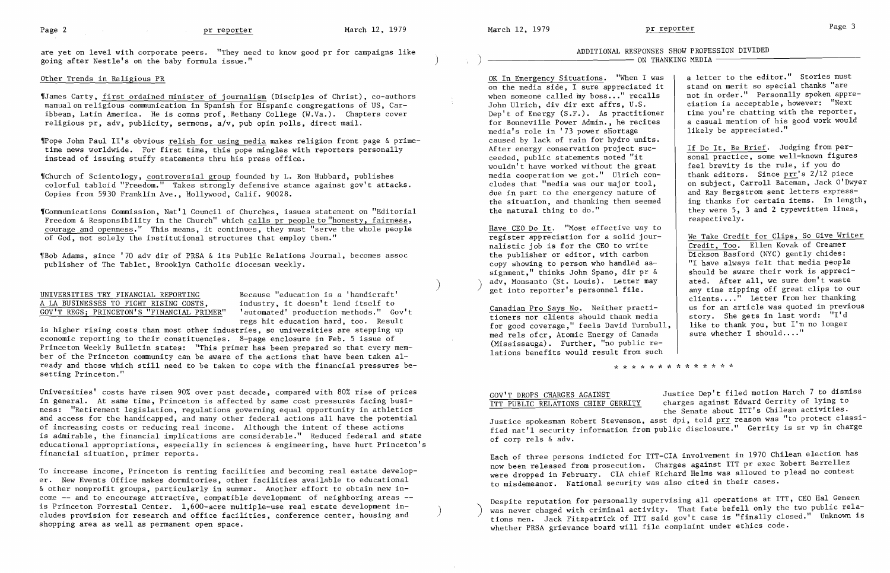are yet on level with corporate peers. "They need to know good pr for campaigns like going after Nestle's on the baby formula issue."

Other Trends in Religious PR

¶James Carty, first ordained minister of journalism (Disciples of Christ), co-authors manual on religious communication in Spanish for Hispanic congregations of US, Caribbean, Latin America. He is comns prof, Bethany College (W.Va.). Chapters cover religious pr, adv, publicity, sermons, a/v, pub opin polls, direct mail.

¶Pope John Paul II's obvious relish for using media makes religion front page & prime-time news worldwide. For first time, this pope mingles with reporters personally instead of issuing stuffy statements thru his press office.

¶Church of Scientology, controversial group founded by L. Ron Hubbard, publishes colorful tabloid "Freedom." Takes strongly defensive stance against gov't attacks. Copies from 5930 Franklin Ave., Hollywood, Calif. 90028.

¶Communications Commission, Nat'l Council of Churches, issues statement on "Editorial Freedom & Responsibility in the Church" which calls pr people to "honesty, fairness, courage and openness." This means, it continues, they must "serve the whole people of God, not solely the institutional structures that employ them."

¶Bob Adams, since '70 adv dir of PRSA & its Public Relations Journal, becomes assoc publisher of The Tablet, Brooklyn Catholic diocesan weekly.

UNIVERSITIES TRY FINANCIAL REPORTING A LA BUSINESSES TO FIGHT RISING COSTS, GOV'T REGS; PRINCETON'S "FINANCIAL PRIMER"

Because "education is a 'handicraft' industry, it doesn't lend itself to 'automated' production methods." Gov't regs hit education hard, too. Result is higher rising costs than most other industries, so universities are stepping up economic reporting to their constituencies. 8-page enclosure in Feb. 5 issue of Princeton Weekly Bulletin states: "This primer has been prepared so that every member of the Princeton community can be aware of the actions that have been taken already and those which still need to be taken to cope with the financial pressures besetting Princeton."

Universities' costs have risen 90% over past decade, compared with 80% rise of prices in general. At same time, Princeton is affected by same cost pressures facing business: "Retirement legislation, regulations governing equal opportunity in athletics and access for the handicapped, and many other federal actions all have the potential of increasing costs or reducing real income. Although the intent of these actions is admirable, the financial implications are considerable." Reduced federal and state educational appropriations, especially in sciences & engineering, have hurt Princeton's financial situation, primer reports.

To increase income, Princeton is renting facilities and becoming real estate developer. New Events Office makes dormitories, other facilities available to educational & other nonprofit groups, particularly in summer. Another effort to obtain new income -- and to encourage attractive, compatible development of neighboring areas -- is Princeton Forrestal Center. 1,600-acre multiple-use real estate development includes provision for research and office facilities, conference center, housing and shopping area as well as permanent open space.

## ADDITIONAL RESPONSES SHOW PROFESSION DIVIDED ON THANKING MEDIA

OK In Emergency Situations. "When I was on the media side, I sure appreciated it when someone called my boss..." recalls John Ulrich, div dir ext affrs, U.S. Dep't of Energy (S.F.). As practitioner for Bonneville Power Admin., he recites media's role in '73 power shortage caused by lack of rain for hydro units. After energy conservation project succeeded, public statements noted "it wouldn't have worked without the great media cooperation we got." Ulrich concludes that "media was our major tool, due in part to the emergency nature of the situation, and thanking them seemed the natural thing to do."

Have CEO Do It. "Most effective way to register appreciation for a solid journalistic job is for the CEO to write the publisher or editor, with carbon copy showing to person who handled assignment," thinks John Spano, dir pr & adv, Monsanto (St. Louis). Letter may get into reporter's personnel file.

Canadian Pro Says No. Neither practitioners nor clients should thank media for good coverage," feels David Turnbull, med rels ofcr, Atomic Energy of Canada (Mississauga). Further, "no public relations benefits would result from such a letter to the editor." Stories must stand on merit so special thanks "are not in order." Personally spoken appreciation is acceptable, however: "Next time you're chatting with the reporter, a casual mention of his good work would likely be appreciated."

If Do It, Be Brief. Judging from personal practice, some well-known figures feel brevity is the rule, if you do thank editors. Since prr's 2/12 piece on subject, Carroll Bateman, Jack O'Dwyer and Ray Bergstrom sent letters expressing thanks for certain items. In length, they were 5, 3 and 2 typewritten lines, respectively.

We Take Credit for Clips, So Give Writer Credit, Too. Ellen Kovak of Creamer Dickson Basford (NYC) gently chides: "I have always felt that media people should be aware their work is appreciated. After all, we sure don't waste any time zipping off great clips to our clients...." Letter from her thanking us for an article was quoted in previous story. She gets in last word: "I'd like to thank you, but I'm no longer sure whether I should...."

\* \* \* \* \* \* \* \* \* \* \* \* \* \*

GOV'T DROPS CHARGES AGAINST ITT PUBLIC RELATIONS CHIEF GERRITY

Justice Dep't filed motion March 7 to dismiss charges against Edward Gerrity of lying to the Senate about ITT's Chilean activities. Justice spokesman Robert Stevenson, asst dpi, told prr reason was "to protect classified nat'l security information from public disclosure." Gerrity is sr vp in charge of corp rels & adv.

Each of three persons indicted for ITT-CIA involvement in 1970 Chilean election has now been released from prosecution. Charges against ITT pr exec Robert Berrellez were dropped in February. CIA chief Richard Helms was allowed to plead no contest to misdemeanor. National security was also cited in their cases.

Despite reputation for personally supervising all operations at ITT, CEO Hal Geneen was never chaged with criminal activity. That fate befell only the two public relations men. Jack Fitzpatrick of ITT said gov't case is "finally closed." Unknown is whether PRSA grievance board will file complaint under ethics code.